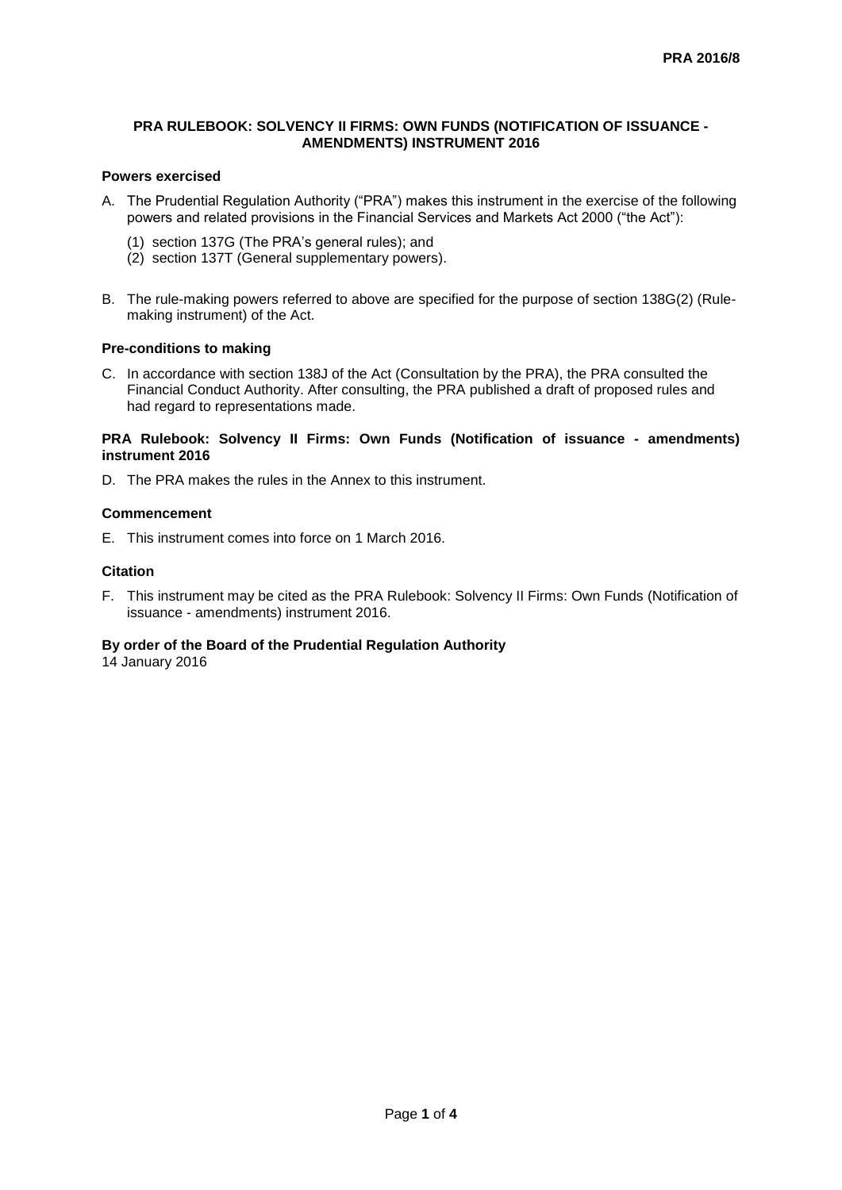**PRA 2016/8**

# PRA RULEBOOK: SOLVENCY II FIRMS: OWN FUNDS (NOTIFICATION OF ISSUANCE - AMENDMENTS) INSTRUMENT 2016

## Powers exercised

A. The Prudential Regulation Authority ("PRA") makes this instrument in the exercise of the following powers and related provisions in the Financial Services and Markets Act 2000 ("the Act"):

   (1) section 137G (The PRA's general rules); and
   (2) section 137T (General supplementary powers).

B. The rule-making powers referred to above are specified for the purpose of section 138G(2) (Rule-making instrument) of the Act.

## Pre-conditions to making

C. In accordance with section 138J of the Act (Consultation by the PRA), the PRA consulted the Financial Conduct Authority. After consulting, the PRA published a draft of proposed rules and had regard to representations made.

## PRA Rulebook: Solvency II Firms: Own Funds (Notification of issuance - amendments) instrument 2016

D. The PRA makes the rules in the Annex to this instrument.

## Commencement

E. This instrument comes into force on 1 March 2016.

## Citation

F. This instrument may be cited as the PRA Rulebook: Solvency II Firms: Own Funds (Notification of issuance - amendments) instrument 2016.

**By order of the Board of the Prudential Regulation Authority**
14 January 2016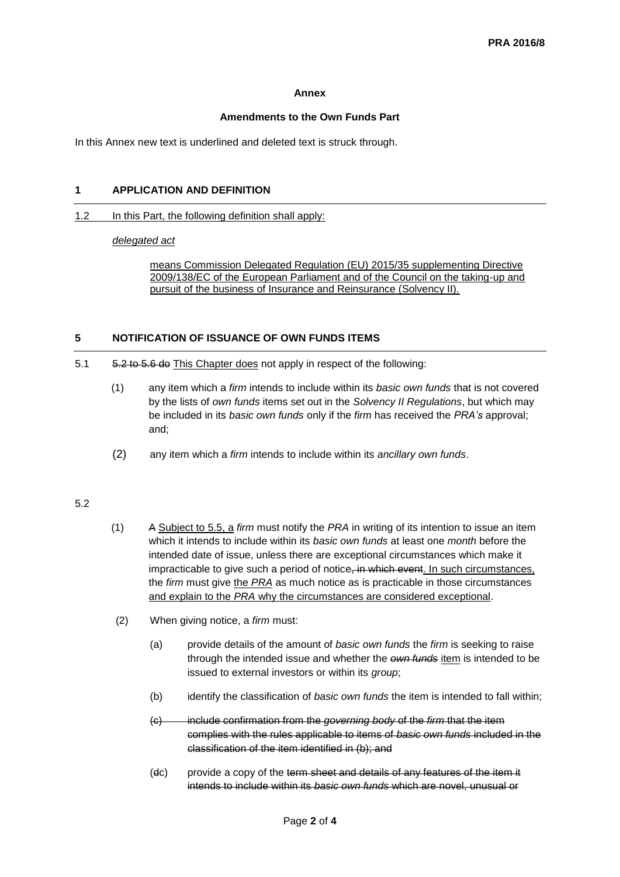**Annex**

**Amendments to the Own Funds Part**

In this Annex new text is underlined and deleted text is struck through.

## 1 APPLICATION AND DEFINITION

<u>1.2 In this Part, the following definition shall apply:</u>

<u>*delegated act*</u>

<u>means Commission Delegated Regulation (EU) 2015/35 supplementing Directive 2009/138/EC of the European Parliament and of the Council on the taking-up and pursuit of the business of Insurance and Reinsurance (Solvency II).</u>

## 5 NOTIFICATION OF ISSUANCE OF OWN FUNDS ITEMS

5.1 ~~5.2 to 5.6 do~~ <u>This Chapter does</u> not apply in respect of the following:

(1) any item which a *firm* intends to include within its *basic own funds* that is not covered by the lists of *own funds* items set out in the *Solvency II Regulations*, but which may be included in its *basic own funds* only if the *firm* has received the *PRA's* approval; and;

(2) any item which a *firm* intends to include within its *ancillary own funds*.

5.2

(1) ~~A~~ <u>Subject to 5.5, a</u> *firm* must notify the *PRA* in writing of its intention to issue an item which it intends to include within its *basic own funds* at least one *month* before the intended date of issue, unless there are exceptional circumstances which make it impracticable to give such a period of notice~~, in which event~~<u>. In such circumstances,</u> the *firm* must give <u>the *PRA*</u> as much notice as is practicable in those circumstances <u>and explain to the *PRA* why the circumstances are considered exceptional</u>.

(2) When giving notice, a *firm* must:

(a) provide details of the amount of *basic own funds* the *firm* is seeking to raise through the intended issue and whether the ~~*own funds*~~ <u>item</u> is intended to be issued to external investors or within its *group*;

(b) identify the classification of *basic own funds* the item is intended to fall within;

~~(c) include confirmation from the *governing body* of the *firm* that the item complies with the rules applicable to items of *basic own funds* included in the classification of the item identified in (b); and~~

(~~d~~c) provide a copy of the ~~term sheet and details of any features of the item it intends to include within its *basic own funds* which are novel, unusual or~~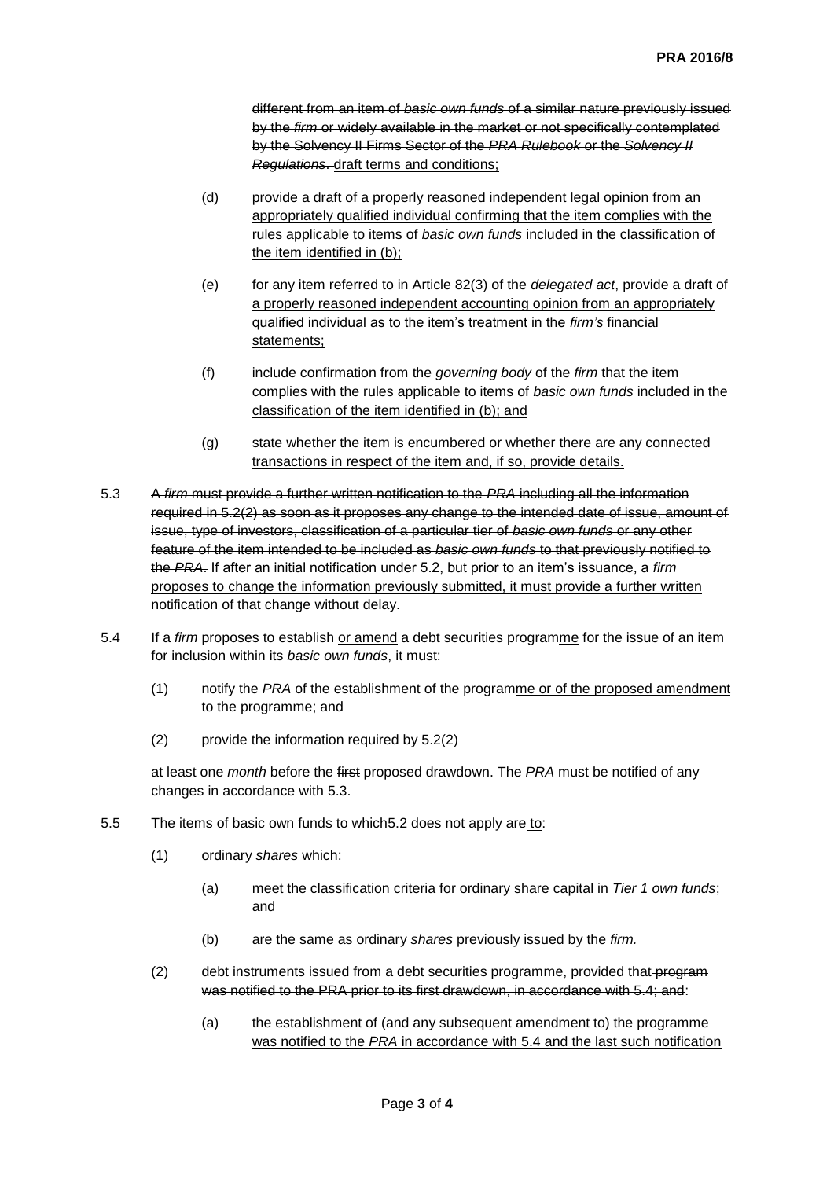different from an item of *basic own funds* of a similar nature previously issued by the *firm* or widely available in the market or not specifically contemplated by the Solvency II Firms Sector of the *PRA Rulebook* or the *Solvency II Regulations*. draft terms and conditions;

(d) provide a draft of a properly reasoned independent legal opinion from an appropriately qualified individual confirming that the item complies with the rules applicable to items of *basic own funds* included in the classification of the item identified in (b);

(e) for any item referred to in Article 82(3) of the *delegated act*, provide a draft of a properly reasoned independent accounting opinion from an appropriately qualified individual as to the item's treatment in the *firm's* financial statements;

(f) include confirmation from the *governing body* of the *firm* that the item complies with the rules applicable to items of *basic own funds* included in the classification of the item identified in (b); and

(g) state whether the item is encumbered or whether there are any connected transactions in respect of the item and, if so, provide details.

5.3 A *firm* must provide a further written notification to the *PRA* including all the information required in 5.2(2) as soon as it proposes any change to the intended date of issue, amount of issue, type of investors, classification of a particular tier of *basic own funds* or any other feature of the item intended to be included as *basic own funds* to that previously notified to the *PRA*. If after an initial notification under 5.2, but prior to an item's issuance, a *firm* proposes to change the information previously submitted, it must provide a further written notification of that change without delay.

5.4 If a *firm* proposes to establish or amend a debt securities programme for the issue of an item for inclusion within its *basic own funds*, it must:

(1) notify the *PRA* of the establishment of the programme or of the proposed amendment to the programme; and

(2) provide the information required by 5.2(2)

at least one *month* before the first proposed drawdown. The *PRA* must be notified of any changes in accordance with 5.3.

5.5 The items of basic own funds to which 5.2 does not apply are to:

(1) ordinary *shares* which:

(a) meet the classification criteria for ordinary share capital in *Tier 1 own funds*; and

(b) are the same as ordinary *shares* previously issued by the *firm.*

(2) debt instruments issued from a debt securities programme, provided that program was notified to the PRA prior to its first drawdown, in accordance with 5.4; and:

(a) the establishment of (and any subsequent amendment to) the programme was notified to the *PRA* in accordance with 5.4 and the last such notification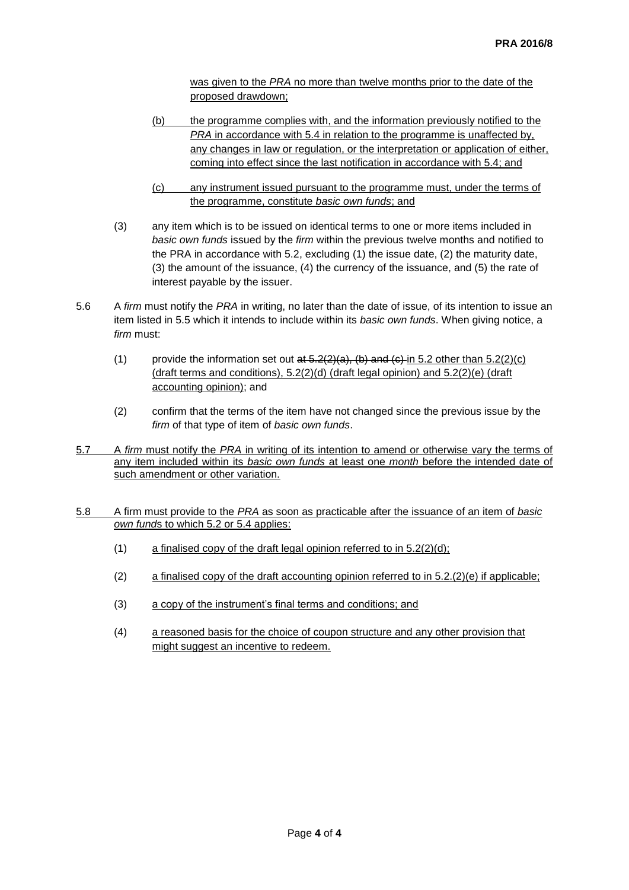was given to the *PRA* no more than twelve months prior to the date of the proposed drawdown;

(b) the programme complies with, and the information previously notified to the *PRA* in accordance with 5.4 in relation to the programme is unaffected by, any changes in law or regulation, or the interpretation or application of either, coming into effect since the last notification in accordance with 5.4; and

(c) any instrument issued pursuant to the programme must, under the terms of the programme, constitute *basic own funds*; and

(3) any item which is to be issued on identical terms to one or more items included in *basic own funds* issued by the *firm* within the previous twelve months and notified to the PRA in accordance with 5.2, excluding (1) the issue date, (2) the maturity date, (3) the amount of the issuance, (4) the currency of the issuance, and (5) the rate of interest payable by the issuer.

5.6 A *firm* must notify the *PRA* in writing, no later than the date of issue, of its intention to issue an item listed in 5.5 which it intends to include within its *basic own funds*. When giving notice, a *firm* must:

(1) provide the information set out ~~at 5.2(2)(a), (b) and (c)~~ in 5.2 other than 5.2(2)(c) (draft terms and conditions), 5.2(2)(d) (draft legal opinion) and 5.2(2)(e) (draft accounting opinion); and

(2) confirm that the terms of the item have not changed since the previous issue by the *firm* of that type of item of *basic own funds*.

5.7 A *firm* must notify the *PRA* in writing of its intention to amend or otherwise vary the terms of any item included within its *basic own funds* at least one *month* before the intended date of such amendment or other variation.

5.8 A firm must provide to the *PRA* as soon as practicable after the issuance of an item of *basic own funds* to which 5.2 or 5.4 applies:

(1) a finalised copy of the draft legal opinion referred to in 5.2(2)(d);

(2) a finalised copy of the draft accounting opinion referred to in 5.2.(2)(e) if applicable;

(3) a copy of the instrument's final terms and conditions; and

(4) a reasoned basis for the choice of coupon structure and any other provision that might suggest an incentive to redeem.